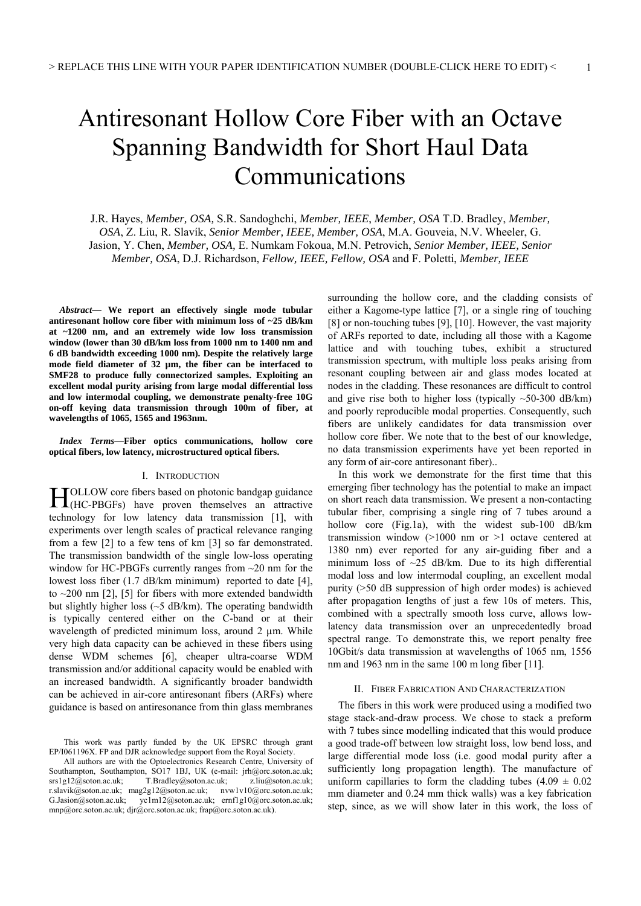# Antiresonant Hollow Core Fiber with an Octave Spanning Bandwidth for Short Haul Data Communications

J.R. Hayes, *Member, OSA,* S.R. Sandoghchi, *Member, IEEE*, *Member, OSA* T.D. Bradley, *Member, OSA*, Z. Liu, R. Slavík, *Senior Member, IEEE, Member, OSA*, M.A. Gouveia, N.V. Wheeler, G. Jasion, Y. Chen, *Member, OSA,* E. Numkam Fokoua, M.N. Petrovich, *Senior Member, IEEE, Senior Member, OSA*, D.J. Richardson, *Fellow, IEEE, Fellow, OSA* and F. Poletti, *Member, IEEE*

***Abstract*— We report an effectively single mode tubular antiresonant hollow core fiber with minimum loss of ~25 dB/km at ~1200 nm, and an extremely wide low loss transmission window (lower than 30 dB/km loss from 1000 nm to 1400 nm and 6 dB bandwidth exceeding 1000 nm). Despite the relatively large mode field diameter of 32 µm, the fiber can be interfaced to SMF28 to produce fully connectorized samples. Exploiting an excellent modal purity arising from large modal differential loss and low intermodal coupling, we demonstrate penalty-free 10G on-off keying data transmission through 100m of fiber, at wavelengths of 1065, 1565 and 1963nm.**

***Index Terms*—Fiber optics communications, hollow core optical fibers, low latency, microstructured optical fibers.**

## I. Introduction

HOLLOW core fibers based on photonic bandgap guidance (HC-PBGFs) have proven themselves an attractive technology for low latency data transmission [1], with experiments over length scales of practical relevance ranging from a few [2] to a few tens of km [3] so far demonstrated. The transmission bandwidth of the single low-loss operating window for HC-PBGFs currently ranges from ~20 nm for the lowest loss fiber (1.7 dB/km minimum) reported to date [4], to ~200 nm [2], [5] for fibers with more extended bandwidth but slightly higher loss (~5 dB/km). The operating bandwidth is typically centered either on the C-band or at their wavelength of predicted minimum loss, around 2 µm. While very high data capacity can be achieved in these fibers using dense WDM schemes [6], cheaper ultra-coarse WDM transmission and/or additional capacity would be enabled with an increased bandwidth. A significantly broader bandwidth can be achieved in air-core antiresonant fibers (ARFs) where guidance is based on antiresonance from thin glass membranes surrounding the hollow core, and the cladding consists of either a Kagome-type lattice [7], or a single ring of touching [8] or non-touching tubes [9], [10]. However, the vast majority of ARFs reported to date, including all those with a Kagome lattice and with touching tubes, exhibit a structured transmission spectrum, with multiple loss peaks arising from resonant coupling between air and glass modes located at nodes in the cladding. These resonances are difficult to control and give rise both to higher loss (typically ~50-300 dB/km) and poorly reproducible modal properties. Consequently, such fibers are unlikely candidates for data transmission over hollow core fiber. We note that to the best of our knowledge, no data transmission experiments have yet been reported in any form of air-core antiresonant fiber)..

In this work we demonstrate for the first time that this emerging fiber technology has the potential to make an impact on short reach data transmission. We present a non-contacting tubular fiber, comprising a single ring of 7 tubes around a hollow core (Fig.1a), with the widest sub-100 dB/km transmission window (>1000 nm or >1 octave centered at 1380 nm) ever reported for any air-guiding fiber and a minimum loss of ~25 dB/km. Due to its high differential modal loss and low intermodal coupling, an excellent modal purity (>50 dB suppression of high order modes) is achieved after propagation lengths of just a few 10s of meters. This, combined with a spectrally smooth loss curve, allows low-latency data transmission over an unprecedentedly broad spectral range. To demonstrate this, we report penalty free 10Gbit/s data transmission at wavelengths of 1065 nm, 1556 nm and 1963 nm in the same 100 m long fiber [11].

## II. Fiber Fabrication And Characterization

The fibers in this work were produced using a modified two stage stack-and-draw process. We chose to stack a preform with 7 tubes since modelling indicated that this would produce a good trade-off between low straight loss, low bend loss, and large differential mode loss (i.e. good modal purity after a sufficiently long propagation length). The manufacture of uniform capillaries to form the cladding tubes (4.09 ± 0.02 mm diameter and 0.24 mm thick walls) was a key fabrication step, since, as we will show later in this work, the loss of

This work was partly funded by the UK EPSRC through grant EP/I061196X. FP and DJR acknowledge support from the Royal Society.

All authors are with the Optoelectronics Research Centre, University of Southampton, Southampton, SO17 1BJ, UK (e-mail: jrh@orc.soton.ac.uk; srs1g12@soton.ac.uk; T.Bradley@soton.ac.uk; z.liu@soton.ac.uk; r.slavik@soton.ac.uk; mag2g12@soton.ac.uk; nvw1v10@orc.soton.ac.uk; G.Jasion@soton.ac.uk; yc1m12@soton.ac.uk; ernf1g10@orc.soton.ac.uk; mnp@orc.soton.ac.uk; djr@orc.soton.ac.uk; frap@orc.soton.ac.uk).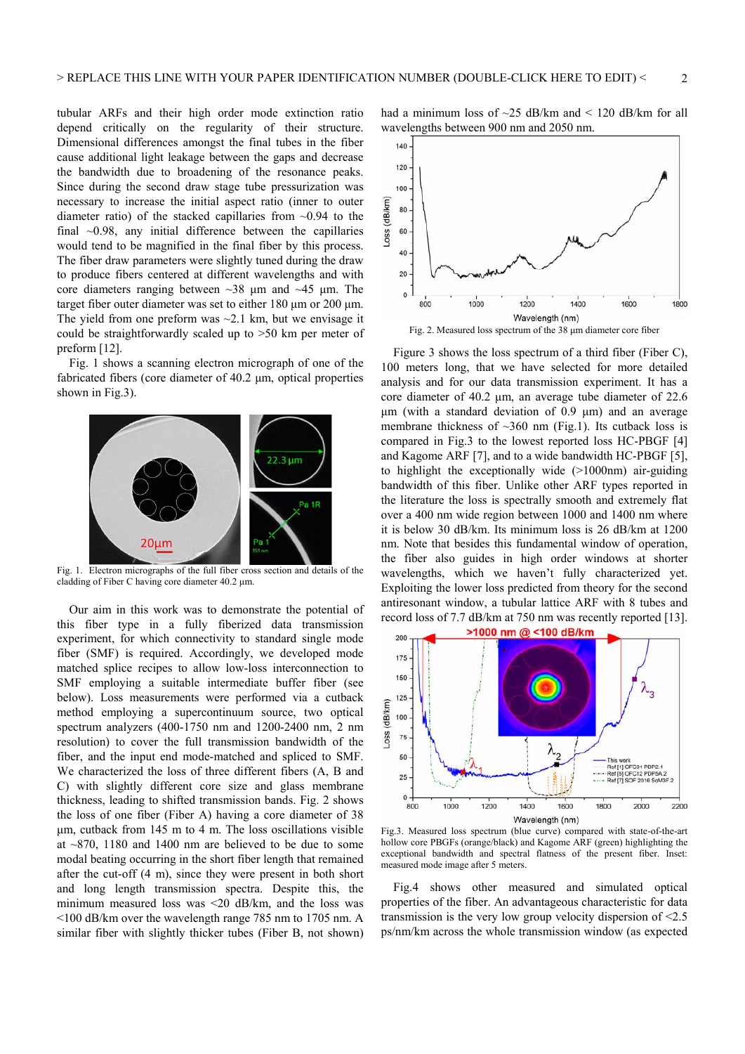tubular ARFs and their high order mode extinction ratio depend critically on the regularity of their structure. Dimensional differences amongst the final tubes in the fiber cause additional light leakage between the gaps and decrease the bandwidth due to broadening of the resonance peaks. Since during the second draw stage tube pressurization was necessary to increase the initial aspect ratio (inner to outer diameter ratio) of the stacked capillaries from ~0.94 to the final ~0.98, any initial difference between the capillaries would tend to be magnified in the final fiber by this process. The fiber draw parameters were slightly tuned during the draw to produce fibers centered at different wavelengths and with core diameters ranging between ~38 µm and ~45 µm. The target fiber outer diameter was set to either 180 µm or 200 µm. The yield from one preform was ~2.1 km, but we envisage it could be straightforwardly scaled up to >50 km per meter of preform [12].

Fig. 1 shows a scanning electron micrograph of one of the fabricated fibers (core diameter of 40.2 µm, optical properties shown in Fig.3).

Fig. 1. Electron micrographs of the full fiber cross section and details of the cladding of Fiber C having core diameter 40.2 µm.

Our aim in this work was to demonstrate the potential of this fiber type in a fully fiberized data transmission experiment, for which connectivity to standard single mode fiber (SMF) is required. Accordingly, we developed mode matched splice recipes to allow low-loss interconnection to SMF employing a suitable intermediate buffer fiber (see below). Loss measurements were performed via a cutback method employing a supercontinuum source, two optical spectrum analyzers (400-1750 nm and 1200-2400 nm, 2 nm resolution) to cover the full transmission bandwidth of the fiber, and the input end mode-matched and spliced to SMF. We characterized the loss of three different fibers (A, B and C) with slightly different core size and glass membrane thickness, leading to shifted transmission bands. Fig. 2 shows the loss of one fiber (Fiber A) having a core diameter of 38 µm, cutback from 145 m to 4 m. The loss oscillations visible at ~870, 1180 and 1400 nm are believed to be due to some modal beating occurring in the short fiber length that remained after the cut-off (4 m), since they were present in both short and long length transmission spectra. Despite this, the minimum measured loss was <20 dB/km, and the loss was <100 dB/km over the wavelength range 785 nm to 1705 nm. A similar fiber with slightly thicker tubes (Fiber B, not shown) had a minimum loss of ~25 dB/km and < 120 dB/km for all wavelengths between 900 nm and 2050 nm.

Fig. 2. Measured loss spectrum of the 38 µm diameter core fiber

Figure 3 shows the loss spectrum of a third fiber (Fiber C), 100 meters long, that we have selected for more detailed analysis and for our data transmission experiment. It has a core diameter of 40.2 µm, an average tube diameter of 22.6 µm (with a standard deviation of 0.9 µm) and an average membrane thickness of ~360 nm (Fig.1). Its cutback loss is compared in Fig.3 to the lowest reported loss HC-PBGF [4] and Kagome ARF [7], and to a wide bandwidth HC-PBGF [5], to highlight the exceptionally wide (>1000nm) air-guiding bandwidth of this fiber. Unlike other ARF types reported in the literature the loss is spectrally smooth and extremely flat over a 400 nm wide region between 1000 and 1400 nm where it is below 30 dB/km. Its minimum loss is 26 dB/km at 1200 nm. Note that besides this fundamental window of operation, the fiber also guides in high order windows at shorter wavelengths, which we haven't fully characterized yet. Exploiting the lower loss predicted from theory for the second antiresonant window, a tubular lattice ARF with 8 tubes and record loss of 7.7 dB/km at 750 nm was recently reported [13].

Fig.3. Measured loss spectrum (blue curve) compared with state-of-the-art hollow core PBGFs (orange/black) and Kagome ARF (green) highlighting the exceptional bandwidth and spectral flatness of the present fiber. Inset: measured mode image after 5 meters.

Fig.4 shows other measured and simulated optical properties of the fiber. An advantageous characteristic for data transmission is the very low group velocity dispersion of <2.5 ps/nm/km across the whole transmission window (as expected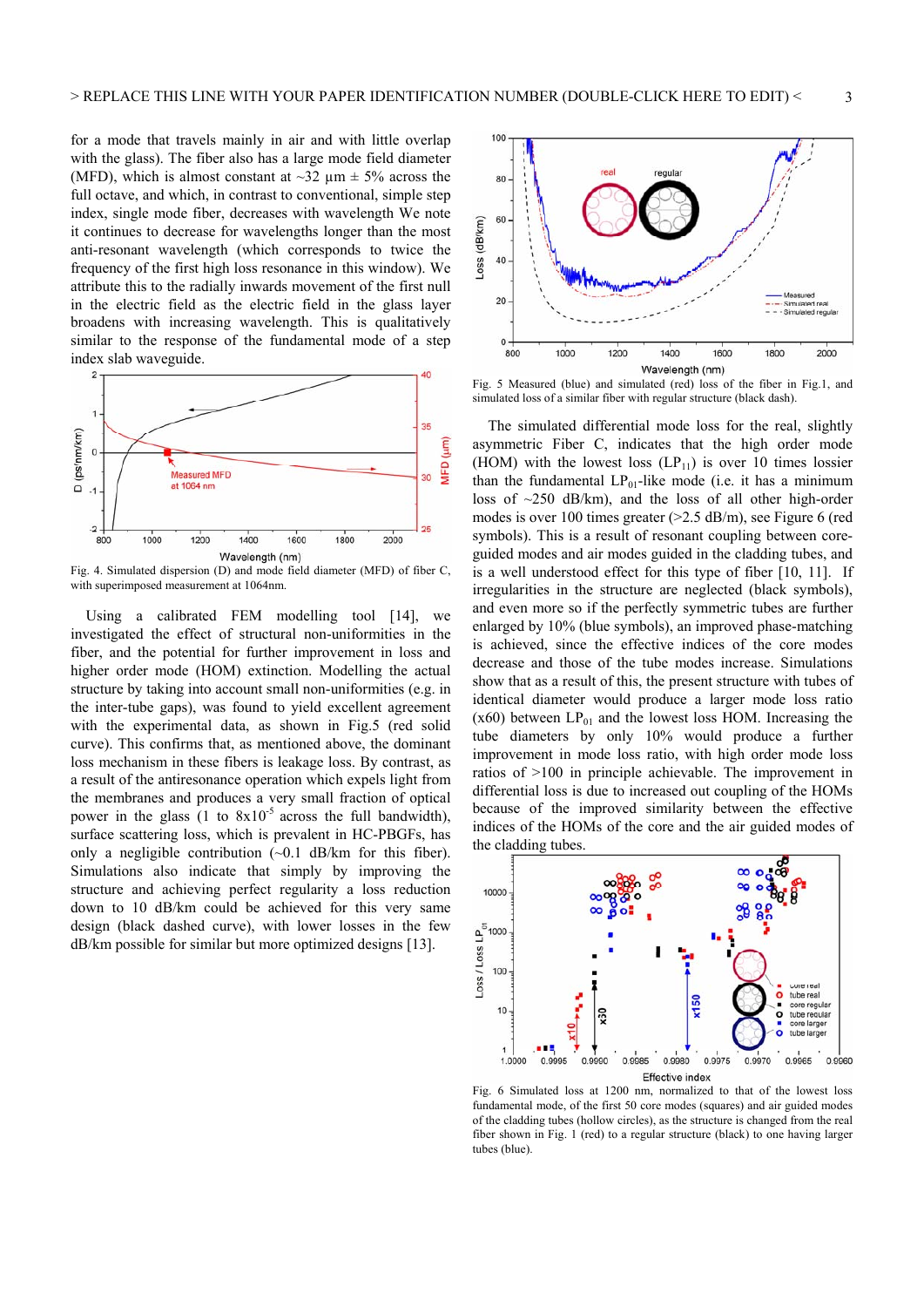for a mode that travels mainly in air and with little overlap with the glass). The fiber also has a large mode field diameter (MFD), which is almost constant at ~32 µm ± 5% across the full octave, and which, in contrast to conventional, simple step index, single mode fiber, decreases with wavelength We note it continues to decrease for wavelengths longer than the most anti-resonant wavelength (which corresponds to twice the frequency of the first high loss resonance in this window). We attribute this to the radially inwards movement of the first null in the electric field as the electric field in the glass layer broadens with increasing wavelength. This is qualitatively similar to the response of the fundamental mode of a step index slab waveguide.

Fig. 4. Simulated dispersion (D) and mode field diameter (MFD) of fiber C, with superimposed measurement at 1064nm.

Using a calibrated FEM modelling tool [14], we investigated the effect of structural non-uniformities in the fiber, and the potential for further improvement in loss and higher order mode (HOM) extinction. Modelling the actual structure by taking into account small non-uniformities (e.g. in the inter-tube gaps), was found to yield excellent agreement with the experimental data, as shown in Fig.5 (red solid curve). This confirms that, as mentioned above, the dominant loss mechanism in these fibers is leakage loss. By contrast, as a result of the antiresonance operation which expels light from the membranes and produces a very small fraction of optical power in the glass (1 to $8\times10^{-5}$ across the full bandwidth), surface scattering loss, which is prevalent in HC-PBGFs, has only a negligible contribution (~0.1 dB/km for this fiber). Simulations also indicate that simply by improving the structure and achieving perfect regularity a loss reduction down to 10 dB/km could be achieved for this very same design (black dashed curve), with lower losses in the few dB/km possible for similar but more optimized designs [13].

Fig. 5 Measured (blue) and simulated (red) loss of the fiber in Fig.1, and simulated loss of a similar fiber with regular structure (black dash).

The simulated differential mode loss for the real, slightly asymmetric Fiber C, indicates that the high order mode (HOM) with the lowest loss ($LP_{11}$) is over 10 times lossier than the fundamental $LP_{01}$-like mode (i.e. it has a minimum loss of ~250 dB/km), and the loss of all other high-order modes is over 100 times greater (>2.5 dB/m), see Figure 6 (red symbols). This is a result of resonant coupling between core-guided modes and air modes guided in the cladding tubes, and is a well understood effect for this type of fiber [10, 11]. If irregularities in the structure are neglected (black symbols), and even more so if the perfectly symmetric tubes are further enlarged by 10% (blue symbols), an improved phase-matching is achieved, since the effective indices of the core modes decrease and those of the tube modes increase. Simulations show that as a result of this, the present structure with tubes of identical diameter would produce a larger mode loss ratio (x60) between $LP_{01}$ and the lowest loss HOM. Increasing the tube diameters by only 10% would produce a further improvement in mode loss ratio, with high order mode loss ratios of >100 in principle achievable. The improvement in differential loss is due to increased out coupling of the HOMs because of the improved similarity between the effective indices of the HOMs of the core and the air guided modes of the cladding tubes.

Fig. 6 Simulated loss at 1200 nm, normalized to that of the lowest loss fundamental mode, of the first 50 core modes (squares) and air guided modes of the cladding tubes (hollow circles), as the structure is changed from the real fiber shown in Fig. 1 (red) to a regular structure (black) to one having larger tubes (blue).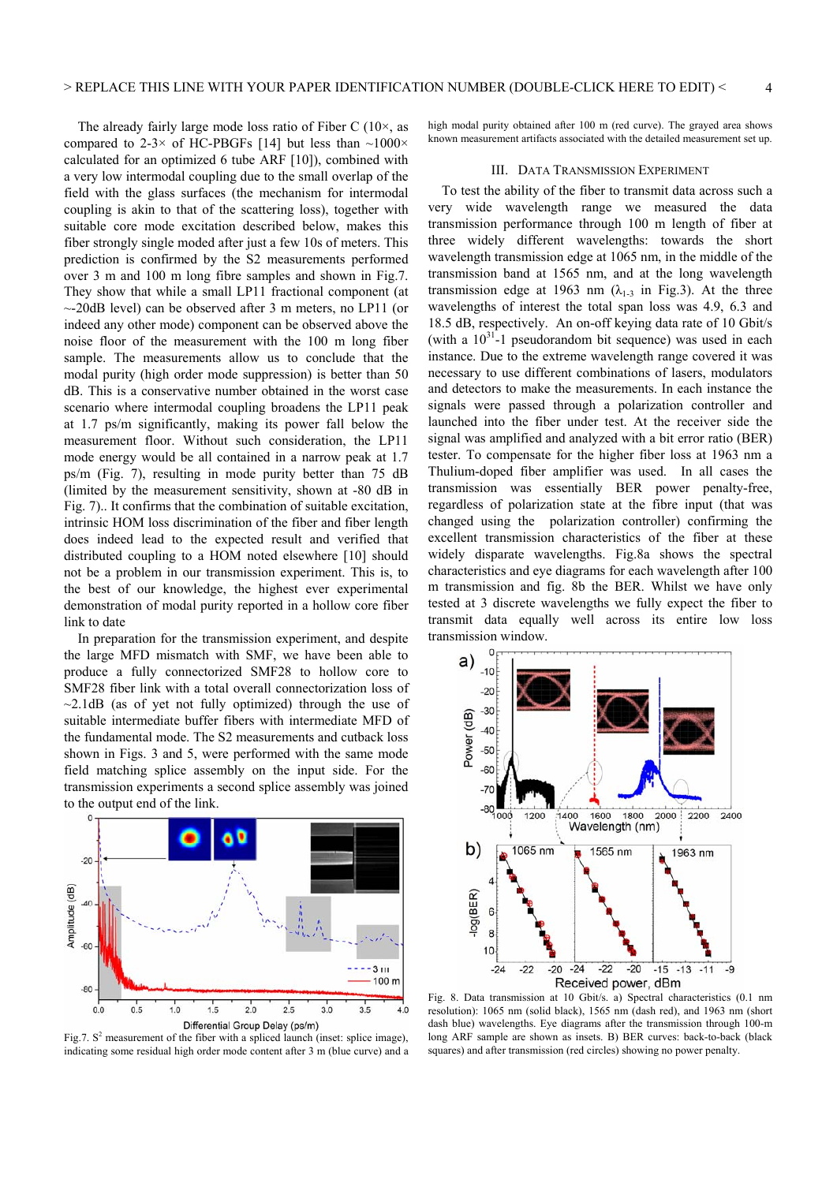The already fairly large mode loss ratio of Fiber C (10×, as compared to 2-3× of HC-PBGFs [14] but less than ~1000× calculated for an optimized 6 tube ARF [10]), combined with a very low intermodal coupling due to the small overlap of the field with the glass surfaces (the mechanism for intermodal coupling is akin to that of the scattering loss), together with suitable core mode excitation described below, makes this fiber strongly single moded after just a few 10s of meters. This prediction is confirmed by the S2 measurements performed over 3 m and 100 m long fibre samples and shown in Fig.7. They show that while a small LP11 fractional component (at ~-20dB level) can be observed after 3 m meters, no LP11 (or indeed any other mode) component can be observed above the noise floor of the measurement with the 100 m long fiber sample. The measurements allow us to conclude that the modal purity (high order mode suppression) is better than 50 dB. This is a conservative number obtained in the worst case scenario where intermodal coupling broadens the LP11 peak at 1.7 ps/m significantly, making its power fall below the measurement floor. Without such consideration, the LP11 mode energy would be all contained in a narrow peak at 1.7 ps/m (Fig. 7), resulting in mode purity better than 75 dB (limited by the measurement sensitivity, shown at -80 dB in Fig. 7).. It confirms that the combination of suitable excitation, intrinsic HOM loss discrimination of the fiber and fiber length does indeed lead to the expected result and verified that distributed coupling to a HOM noted elsewhere [10] should not be a problem in our transmission experiment. This is, to the best of our knowledge, the highest ever experimental demonstration of modal purity reported in a hollow core fiber link to date

In preparation for the transmission experiment, and despite the large MFD mismatch with SMF, we have been able to produce a fully connectorized SMF28 to hollow core to SMF28 fiber link with a total overall connectorization loss of ~2.1dB (as of yet not fully optimized) through the use of suitable intermediate buffer fibers with intermediate MFD of the fundamental mode. The S2 measurements and cutback loss shown in Figs. 3 and 5, were performed with the same mode field matching splice assembly on the input side. For the transmission experiments a second splice assembly was joined to the output end of the link.

Fig.7. $S^2$ measurement of the fiber with a spliced launch (inset: splice image), indicating some residual high order mode content after 3 m (blue curve) and a high modal purity obtained after 100 m (red curve). The grayed area shows known measurement artifacts associated with the detailed measurement set up.

## III. Data Transmission Experiment

To test the ability of the fiber to transmit data across such a very wide wavelength range we measured the data transmission performance through 100 m length of fiber at three widely different wavelengths: towards the short wavelength transmission edge at 1065 nm, in the middle of the transmission band at 1565 nm, and at the long wavelength transmission edge at 1963 nm ($\lambda_{1-3}$ in Fig.3). At the three wavelengths of interest the total span loss was 4.9, 6.3 and 18.5 dB, respectively. An on-off keying data rate of 10 Gbit/s (with a $10^{31}$-1 pseudorandom bit sequence) was used in each instance. Due to the extreme wavelength range covered it was necessary to use different combinations of lasers, modulators and detectors to make the measurements. In each instance the signals were passed through a polarization controller and launched into the fiber under test. At the receiver side the signal was amplified and analyzed with a bit error ratio (BER) tester. To compensate for the higher fiber loss at 1963 nm a Thulium-doped fiber amplifier was used. In all cases the transmission was essentially BER power penalty-free, regardless of polarization state at the fibre input (that was changed using the polarization controller) confirming the excellent transmission characteristics of the fiber at these widely disparate wavelengths. Fig.8a shows the spectral characteristics and eye diagrams for each wavelength after 100 m transmission and fig. 8b the BER. Whilst we have only tested at 3 discrete wavelengths we fully expect the fiber to transmit data equally well across its entire low loss transmission window.

Fig. 8. Data transmission at 10 Gbit/s. a) Spectral characteristics (0.1 nm resolution): 1065 nm (solid black), 1565 nm (dash red), and 1963 nm (short dash blue) wavelengths. Eye diagrams after the transmission through 100-m long ARF sample are shown as insets. B) BER curves: back-to-back (black squares) and after transmission (red circles) showing no power penalty.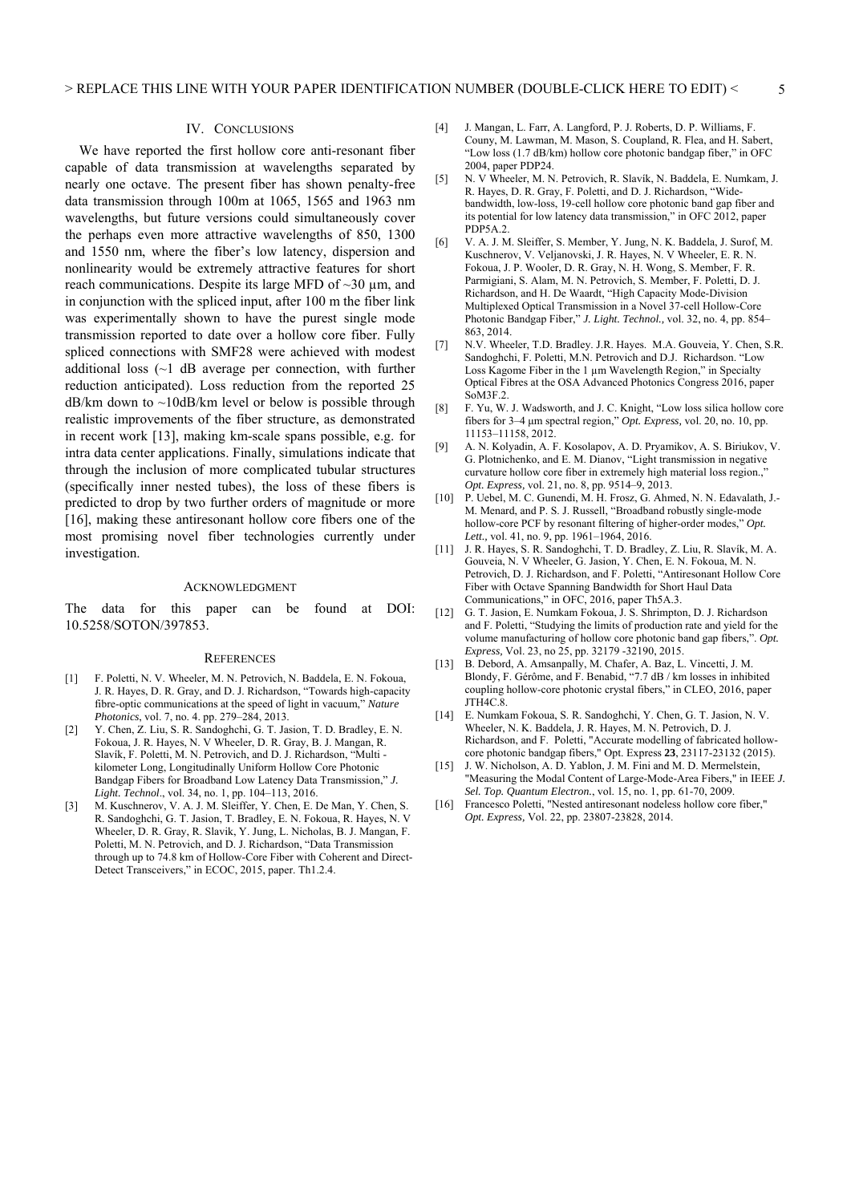## IV. Conclusions

We have reported the first hollow core anti-resonant fiber capable of data transmission at wavelengths separated by nearly one octave. The present fiber has shown penalty-free data transmission through 100m at 1065, 1565 and 1963 nm wavelengths, but future versions could simultaneously cover the perhaps even more attractive wavelengths of 850, 1300 and 1550 nm, where the fiber's low latency, dispersion and nonlinearity would be extremely attractive features for short reach communications. Despite its large MFD of ~30 µm, and in conjunction with the spliced input, after 100 m the fiber link was experimentally shown to have the purest single mode transmission reported to date over a hollow core fiber. Fully spliced connections with SMF28 were achieved with modest additional loss (~1 dB average per connection, with further reduction anticipated). Loss reduction from the reported 25 dB/km down to ~10dB/km level or below is possible through realistic improvements of the fiber structure, as demonstrated in recent work [13], making km-scale spans possible, e.g. for intra data center applications. Finally, simulations indicate that through the inclusion of more complicated tubular structures (specifically inner nested tubes), the loss of these fibers is predicted to drop by two further orders of magnitude or more [16], making these antiresonant hollow core fibers one of the most promising novel fiber technologies currently under investigation.

## Acknowledgment

The data for this paper can be found at DOI: 10.5258/SOTON/397853.

## References

[1] F. Poletti, N. V. Wheeler, M. N. Petrovich, N. Baddela, E. N. Fokoua, J. R. Hayes, D. R. Gray, and D. J. Richardson, "Towards high-capacity fibre-optic communications at the speed of light in vacuum," *Nature Photonics*, vol. 7, no. 4. pp. 279–284, 2013.

[2] Y. Chen, Z. Liu, S. R. Sandoghchi, G. T. Jasion, T. D. Bradley, E. N. Fokoua, J. R. Hayes, N. V Wheeler, D. R. Gray, B. J. Mangan, R. Slavík, F. Poletti, M. N. Petrovich, and D. J. Richardson, "Multi - kilometer Long, Longitudinally Uniform Hollow Core Photonic Bandgap Fibers for Broadband Low Latency Data Transmission," *J. Light. Technol*., vol. 34, no. 1, pp. 104–113, 2016.

[3] M. Kuschnerov, V. A. J. M. Sleiffer, Y. Chen, E. De Man, Y. Chen, S. R. Sandoghchi, G. T. Jasion, T. Bradley, E. N. Fokoua, R. Hayes, N. V Wheeler, D. R. Gray, R. Slavik, Y. Jung, L. Nicholas, B. J. Mangan, F. Poletti, M. N. Petrovich, and D. J. Richardson, "Data Transmission through up to 74.8 km of Hollow-Core Fiber with Coherent and Direct-Detect Transceivers," in ECOC, 2015, paper. Th1.2.4.

[4] J. Mangan, L. Farr, A. Langford, P. J. Roberts, D. P. Williams, F. Couny, M. Lawman, M. Mason, S. Coupland, R. Flea, and H. Sabert, "Low loss (1.7 dB/km) hollow core photonic bandgap fiber," in OFC 2004, paper PDP24.

[5] N. V Wheeler, M. N. Petrovich, R. Slavík, N. Baddela, E. Numkam, J. R. Hayes, D. R. Gray, F. Poletti, and D. J. Richardson, "Wide-bandwidth, low-loss, 19-cell hollow core photonic band gap fiber and its potential for low latency data transmission," in OFC 2012, paper PDP5A.2.

[6] V. A. J. M. Sleiffer, S. Member, Y. Jung, N. K. Baddela, J. Surof, M. Kuschnerov, V. Veljanovski, J. R. Hayes, N. V Wheeler, E. R. N. Fokoua, J. P. Wooler, D. R. Gray, N. H. Wong, S. Member, F. R. Parmigiani, S. Alam, M. N. Petrovich, S. Member, F. Poletti, D. J. Richardson, and H. De Waardt, "High Capacity Mode-Division Multiplexed Optical Transmission in a Novel 37-cell Hollow-Core Photonic Bandgap Fiber," *J. Light. Technol.,* vol. 32, no. 4, pp. 854–863, 2014.

[7] N.V. Wheeler, T.D. Bradley. J.R. Hayes. M.A. Gouveia, Y. Chen, S.R. Sandoghchi, F. Poletti, M.N. Petrovich and D.J. Richardson. "Low Loss Kagome Fiber in the 1 µm Wavelength Region," in Specialty Optical Fibres at the OSA Advanced Photonics Congress 2016, paper SoM3F.2.

[8] F. Yu, W. J. Wadsworth, and J. C. Knight, "Low loss silica hollow core fibers for 3–4 µm spectral region," *Opt. Express,* vol. 20, no. 10, pp. 11153–11158, 2012.

[9] A. N. Kolyadin, A. F. Kosolapov, A. D. Pryamikov, A. S. Biriukov, V. G. Plotnichenko, and E. M. Dianov, "Light transmission in negative curvature hollow core fiber in extremely high material loss region.," *Opt. Express,* vol. 21, no. 8, pp. 9514–9, 2013.

[10] P. Uebel, M. C. Gunendi, M. H. Frosz, G. Ahmed, N. N. Edavalath, J.-M. Menard, and P. S. J. Russell, "Broadband robustly single-mode hollow-core PCF by resonant filtering of higher-order modes," *Opt. Lett.*, vol. 41, no. 9, pp. 1961–1964, 2016.

[11] J. R. Hayes, S. R. Sandoghchi, T. D. Bradley, Z. Liu, R. Slavík, M. A. Gouveia, N. V Wheeler, G. Jasion, Y. Chen, E. N. Fokoua, M. N. Petrovich, D. J. Richardson, and F. Poletti, "Antiresonant Hollow Core Fiber with Octave Spanning Bandwidth for Short Haul Data Communications," in OFC, 2016, paper Th5A.3.

[12] G. T. Jasion, E. Numkam Fokoua, J. S. Shrimpton, D. J. Richardson and F. Poletti, "Studying the limits of production rate and yield for the volume manufacturing of hollow core photonic band gap fibers,". *Opt. Express,* Vol. 23, no 25, pp. 32179 -32190, 2015.

[13] B. Debord, A. Amsanpally, M. Chafer, A. Baz, L. Vincetti, J. M. Blondy, F. Gérôme, and F. Benabid, "7.7 dB / km losses in inhibited coupling hollow-core photonic crystal fibers," in CLEO, 2016, paper JTH4C.8.

[14] E. Numkam Fokoua, S. R. Sandoghchi, Y. Chen, G. T. Jasion, N. V. Wheeler, N. K. Baddela, J. R. Hayes, M. N. Petrovich, D. J. Richardson, and F. Poletti, "Accurate modelling of fabricated hollow-core photonic bandgap fibers," Opt. Express **23**, 23117-23132 (2015).

[15] J. W. Nicholson, A. D. Yablon, J. M. Fini and M. D. Mermelstein, "Measuring the Modal Content of Large-Mode-Area Fibers," in IEEE *J. Sel. Top. Quantum Electron.*, vol. 15, no. 1, pp. 61-70, 2009.

[16] Francesco Poletti, "Nested antiresonant nodeless hollow core fiber," *Opt. Express,* Vol. 22, pp. 23807-23828, 2014.